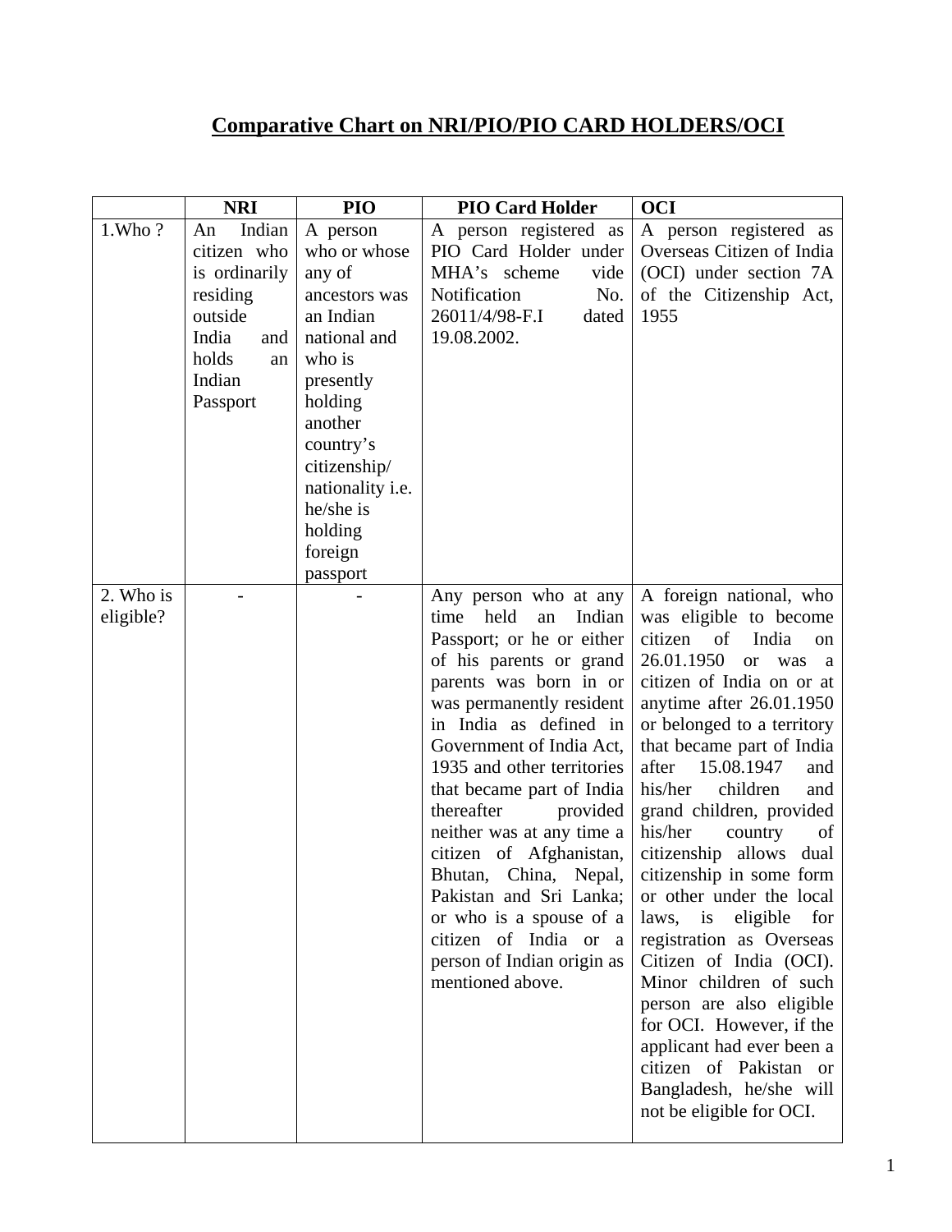# Comparative Chart on NRI/PIO/PIO CARD HOLDERS/OCI

| | NRI | PIO | PIO Card Holder | OCI |
|---|---|---|---|---|
| 1.Who ? | An Indian citizen who is ordinarily residing outside India and holds an Indian Passport | A person who or whose any of ancestors was an Indian national and who is presently holding another country's citizenship/ nationality i.e. he/she is holding foreign passport | A person registered as PIO Card Holder under MHA's scheme vide Notification No. 26011/4/98-F.I dated 19.08.2002. | A person registered as Overseas Citizen of India (OCI) under section 7A of the Citizenship Act, 1955 |
| 2. Who is eligible? | - | - | Any person who at any time held an Indian Passport; or he or either of his parents or grand parents was born in or was permanently resident in India as defined in Government of India Act, 1935 and other territories that became part of India thereafter provided neither was at any time a citizen of Afghanistan, Bhutan, China, Nepal, Pakistan and Sri Lanka; or who is a spouse of a citizen of India or a person of Indian origin as mentioned above. | A foreign national, who was eligible to become citizen of India on 26.01.1950 or was a citizen of India on or at anytime after 26.01.1950 or belonged to a territory that became part of India after 15.08.1947 and his/her children and grand children, provided his/her country of citizenship allows dual citizenship in some form or other under the local laws, is eligible for registration as Overseas Citizen of India (OCI). Minor children of such person are also eligible for OCI. However, if the applicant had ever been a citizen of Pakistan or Bangladesh, he/she will not be eligible for OCI. |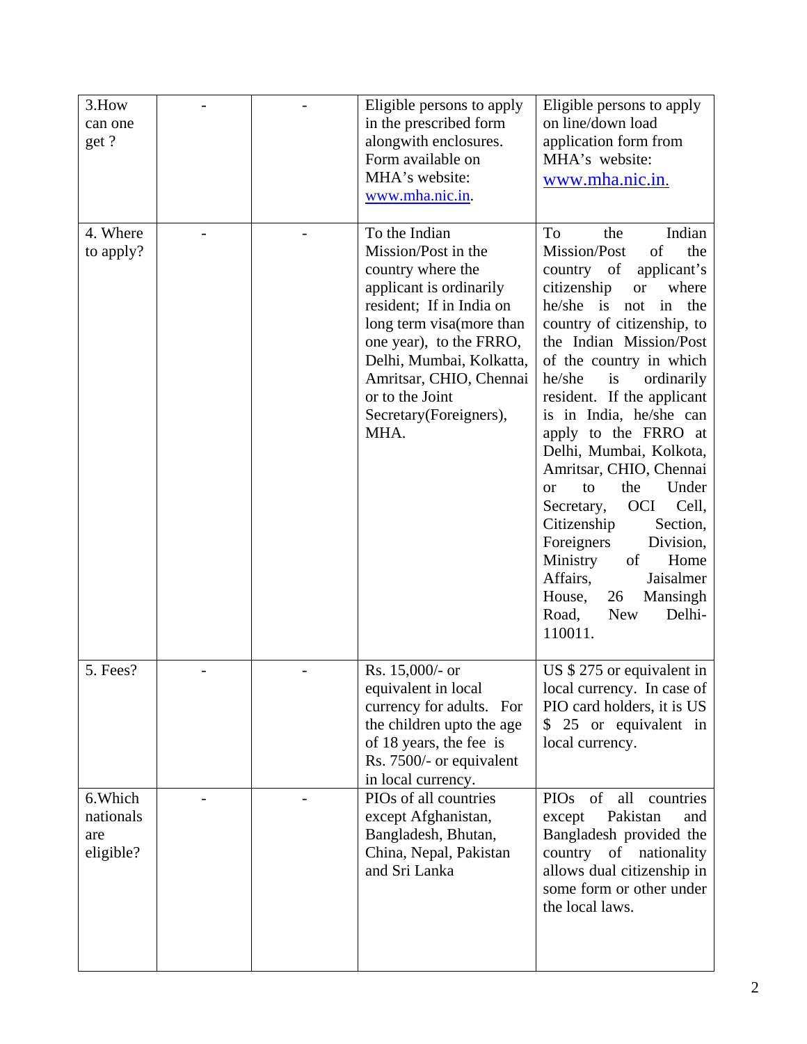| | | | | |
|---|---|---|---|---|
| 3.How can one get ? | - | - | Eligible persons to apply in the prescribed form alongwith enclosures. Form available on MHA's website: www.mha.nic.in. | Eligible persons to apply on line/down load application form from MHA's website: www.mha.nic.in. |
| 4. Where to apply? | - | - | To the Indian Mission/Post in the country where the applicant is ordinarily resident; If in India on long term visa(more than one year), to the FRRO, Delhi, Mumbai, Kolkatta, Amritsar, CHIO, Chennai or to the Joint Secretary(Foreigners), MHA. | To the Indian Mission/Post of the country of applicant's citizenship or where he/she is not in the country of citizenship, to the Indian Mission/Post of the country in which he/she is ordinarily resident. If the applicant is in India, he/she can apply to the FRRO at Delhi, Mumbai, Kolkota, Amritsar, CHIO, Chennai or to the Under Secretary, OCI Cell, Citizenship Section, Foreigners Division, Ministry of Home Affairs, Jaisalmer House, 26 Mansingh Road, New Delhi-110011. |
| 5. Fees? | - | - | Rs. 15,000/- or equivalent in local currency for adults. For the children upto the age of 18 years, the fee is Rs. 7500/- or equivalent in local currency. | US $ 275 or equivalent in local currency. In case of PIO card holders, it is US $ 25 or equivalent in local currency. |
| 6.Which nationals are eligible? | - | - | PIOs of all countries except Afghanistan, Bangladesh, Bhutan, China, Nepal, Pakistan and Sri Lanka | PIOs of all countries except Pakistan and Bangladesh provided the country of nationality allows dual citizenship in some form or other under the local laws. |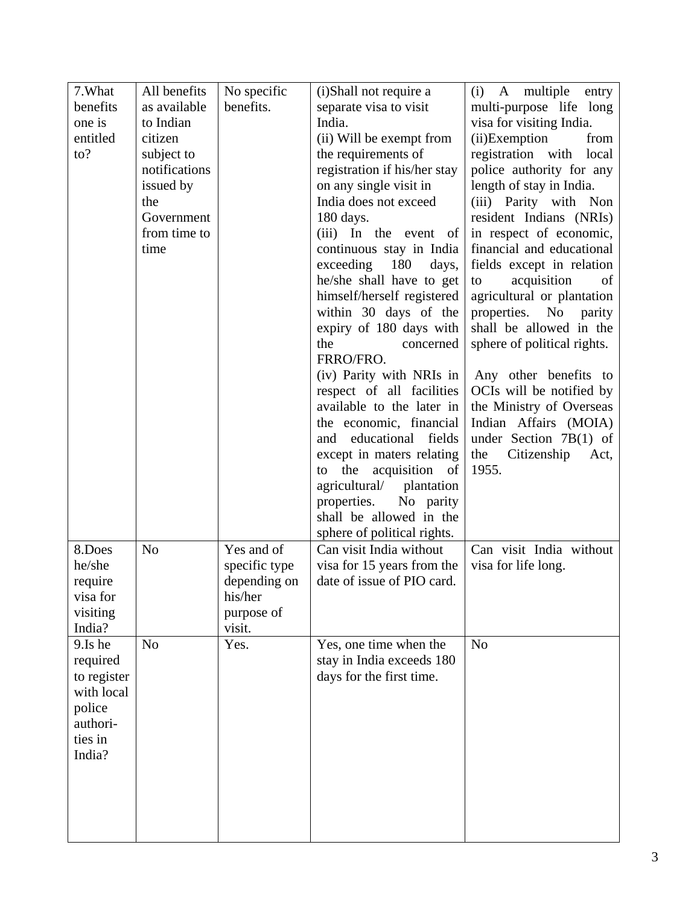| 7.What benefits one is entitled to? | All benefits as available to Indian citizen subject to notifications issued by the Government from time to time | No specific benefits. | (i)Shall not require a separate visa to visit India.<br>(ii) Will be exempt from the requirements of registration if his/her stay on any single visit in India does not exceed 180 days.<br>(iii) In the event of continuous stay in India exceeding 180 days, he/she shall have to get himself/herself registered within 30 days of the expiry of 180 days with the concerned FRRO/FRO.<br>(iv) Parity with NRIs in respect of all facilities available to the later in the economic, financial and educational fields except in maters relating to the acquisition of agricultural/ plantation properties. No parity shall be allowed in the sphere of political rights. | (i) A multiple entry multi-purpose life long visa for visiting India.<br>(ii)Exemption from registration with local police authority for any length of stay in India.<br>(iii) Parity with Non resident Indians (NRIs) in respect of economic, financial and educational fields except in relation to acquisition of agricultural or plantation properties. No parity shall be allowed in the sphere of political rights.<br><br>Any other benefits to OCIs will be notified by the Ministry of Overseas Indian Affairs (MOIA) under Section 7B(1) of the Citizenship Act, 1955. |
|---|---|---|---|---|
| 8.Does he/she require visa for visiting India? | No | Yes and of specific type depending on his/her purpose of visit. | Can visit India without visa for 15 years from the date of issue of PIO card. | Can visit India without visa for life long. |
| 9.Is he required to register with local police authorities in India? | No | Yes. | Yes, one time when the stay in India exceeds 180 days for the first time. | No |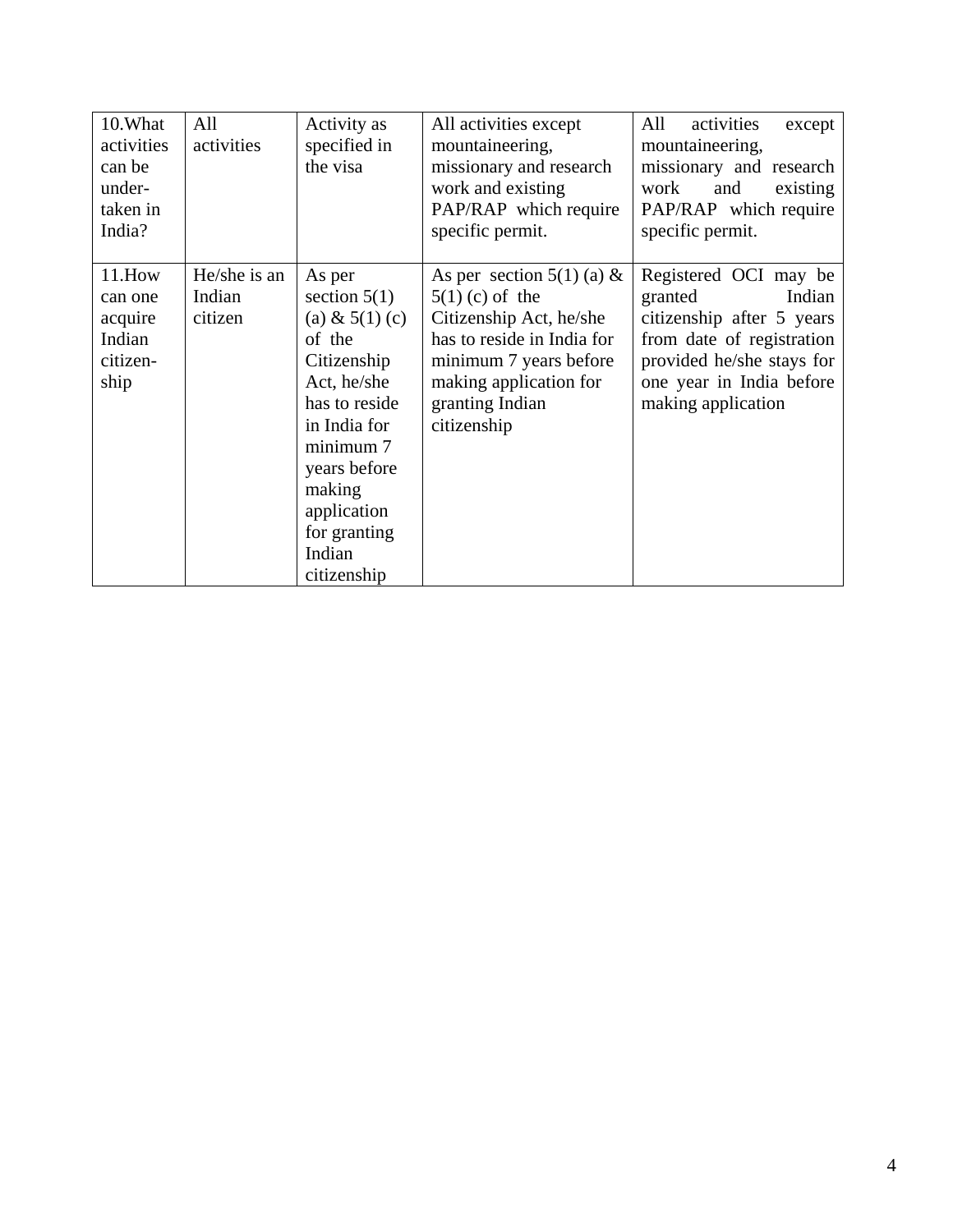| | | | | |
|---|---|---|---|---|
| 10.What activities can be under-taken in India? | All activities | Activity as specified in the visa | All activities except mountaineering, missionary and research work and existing PAP/RAP which require specific permit. | All activities except mountaineering, missionary and research work and existing PAP/RAP which require specific permit. |
| 11.How can one acquire Indian citizen-ship | He/she is an Indian citizen | As per section 5(1) (a) & 5(1) (c) of the Citizenship Act, he/she has to reside in India for minimum 7 years before making application for granting Indian citizenship | As per section 5(1) (a) & 5(1) (c) of the Citizenship Act, he/she has to reside in India for minimum 7 years before making application for granting Indian citizenship | Registered OCI may be granted Indian citizenship after 5 years from date of registration provided he/she stays for one year in India before making application |